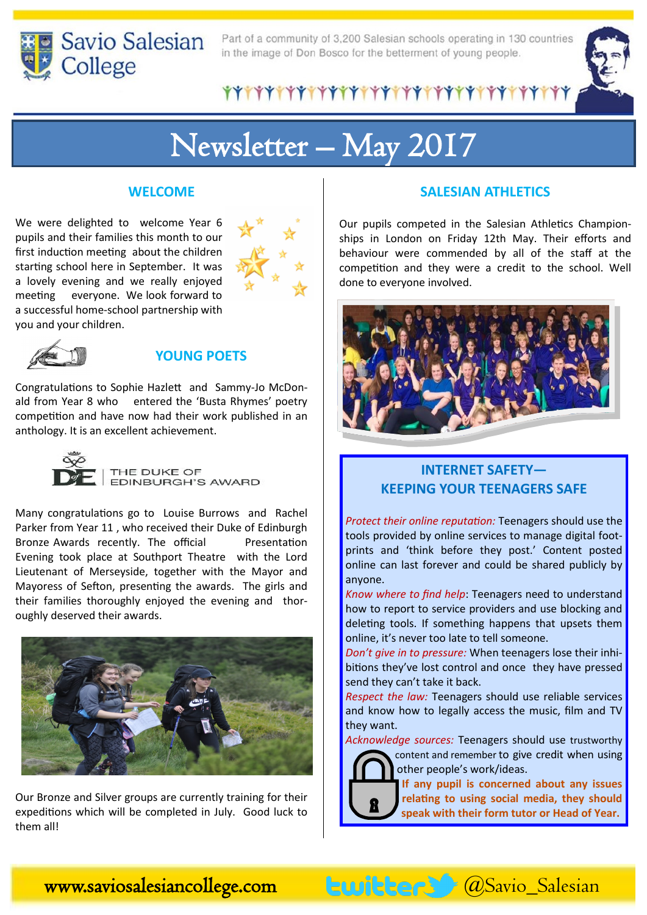# Savio Salesian College

Part of a community of 3,200 Salesian schools operating in 130 countries in the image of Don Bosco for the betterment of young people.

# Newsletter – May 2017

## WELCOME

We were delighted to welcome Year 6 pupils and their families this month to our first induction meeting about the children starting school here in September. It was a lovely evening and we really enjoyed meeting everyone. We look forward to a successful home-school partnership with you and your children.

## YOUNG POETS

Congratulations to Sophie Hazlett and Sammy-Jo McDonald from Year 8 who entered the 'Busta Rhymes' poetry competition and have now had their work published in an anthology. It is an excellent achievement.

## THE DUKE OF EDINBURGH'S AWARD

Many congratulations go to Louise Burrows and Rachel Parker from Year 11 , who received their Duke of Edinburgh Bronze Awards recently. The official Presentation Evening took place at Southport Theatre with the Lord Lieutenant of Merseyside, together with the Mayor and Mayoress of Sefton, presenting the awards. The girls and their families thoroughly enjoyed the evening and thoroughly deserved their awards.

Our Bronze and Silver groups are currently training for their expeditions which will be completed in July. Good luck to them all!

## SALESIAN ATHLETICS

Our pupils competed in the Salesian Athletics Championships in London on Friday 12th May. Their efforts and behaviour were commended by all of the staff at the competition and they were a credit to the school. Well done to everyone involved.

## INTERNET SAFETY—KEEPING YOUR TEENAGERS SAFE

*Protect their online reputation:* Teenagers should use the tools provided by online services to manage digital footprints and 'think before they post.' Content posted online can last forever and could be shared publicly by anyone.

*Know where to find help*: Teenagers need to understand how to report to service providers and use blocking and deleting tools. If something happens that upsets them online, it's never too late to tell someone.

*Don't give in to pressure:* When teenagers lose their inhibitions they've lost control and once they have pressed send they can't take it back.

*Respect the law:* Teenagers should use reliable services and know how to legally access the music, film and TV they want.

*Acknowledge sources:* Teenagers should use trustworthy content and remember to give credit when using other people's work/ideas.

**If any pupil is concerned about any issues relating to using social media, they should speak with their form tutor or Head of Year.**

www.saviosalesiancollege.com — twitter @Savio_Salesian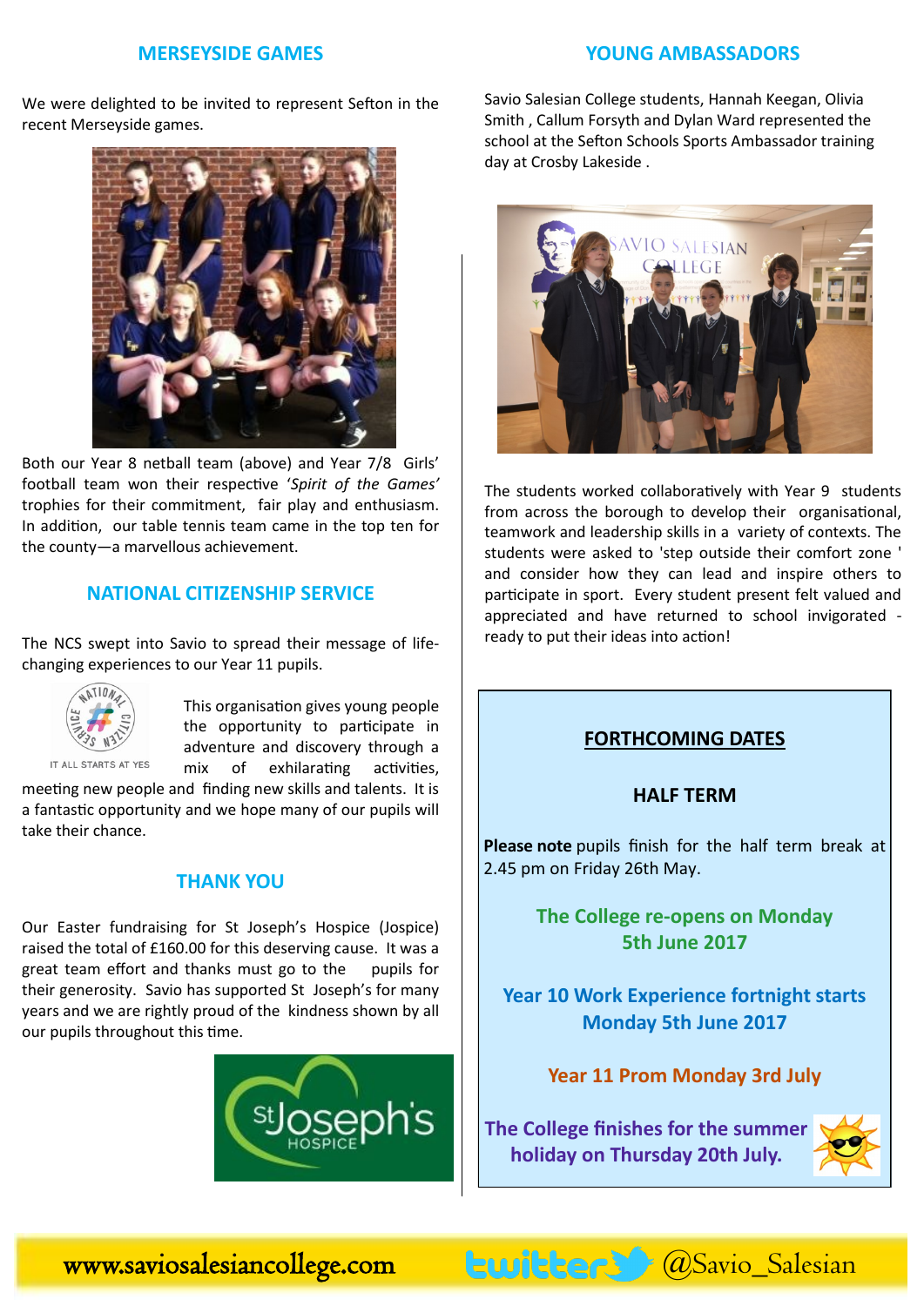## MERSEYSIDE GAMES

We were delighted to be invited to represent Sefton in the recent Merseyside games.

Both our Year 8 netball team (above) and Year 7/8 Girls' football team won their respective '*Spirit of the Games'* trophies for their commitment, fair play and enthusiasm. In addition, our table tennis team came in the top ten for the county—a marvellous achievement.

## NATIONAL CITIZENSHIP SERVICE

The NCS swept into Savio to spread their message of life-changing experiences to our Year 11 pupils.

IT ALL STARTS AT YES

This organisation gives young people the opportunity to participate in adventure and discovery through a mix of exhilarating activities, meeting new people and finding new skills and talents. It is a fantastic opportunity and we hope many of our pupils will take their chance.

## THANK YOU

Our Easter fundraising for St Joseph's Hospice (Jospice) raised the total of £160.00 for this deserving cause. It was a great team effort and thanks must go to the pupils for their generosity. Savio has supported St Joseph's for many years and we are rightly proud of the kindness shown by all our pupils throughout this time.

## YOUNG AMBASSADORS

Savio Salesian College students, Hannah Keegan, Olivia Smith , Callum Forsyth and Dylan Ward represented the school at the Sefton Schools Sports Ambassador training day at Crosby Lakeside .

The students worked collaboratively with Year 9 students from across the borough to develop their organisational, teamwork and leadership skills in a variety of contexts. The students were asked to 'step outside their comfort zone ' and consider how they can lead and inspire others to participate in sport. Every student present felt valued and appreciated and have returned to school invigorated - ready to put their ideas into action!

## FORTHCOMING DATES

### HALF TERM

**Please note** pupils finish for the half term break at 2.45 pm on Friday 26th May.

**The College re-opens on Monday 5th June 2017**

**Year 10 Work Experience fortnight starts Monday 5th June 2017**

**Year 11 Prom Monday 3rd July**

**The College finishes for the summer holiday on Thursday 20th July.**

www.saviosalesiancollege.com twitter @Savio_Salesian